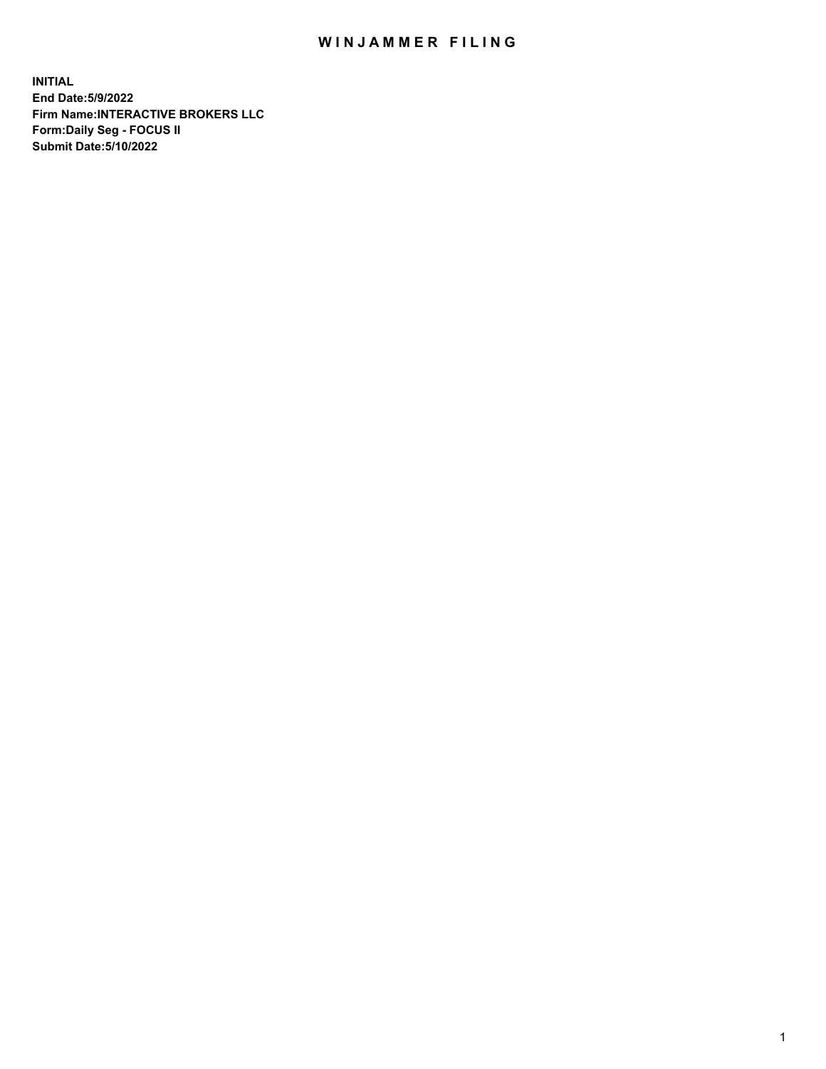# WINJAMMER FILING

**INITIAL**
**End Date:5/9/2022**
**Firm Name:INTERACTIVE BROKERS LLC**
**Form:Daily Seg - FOCUS II**
**Submit Date:5/10/2022**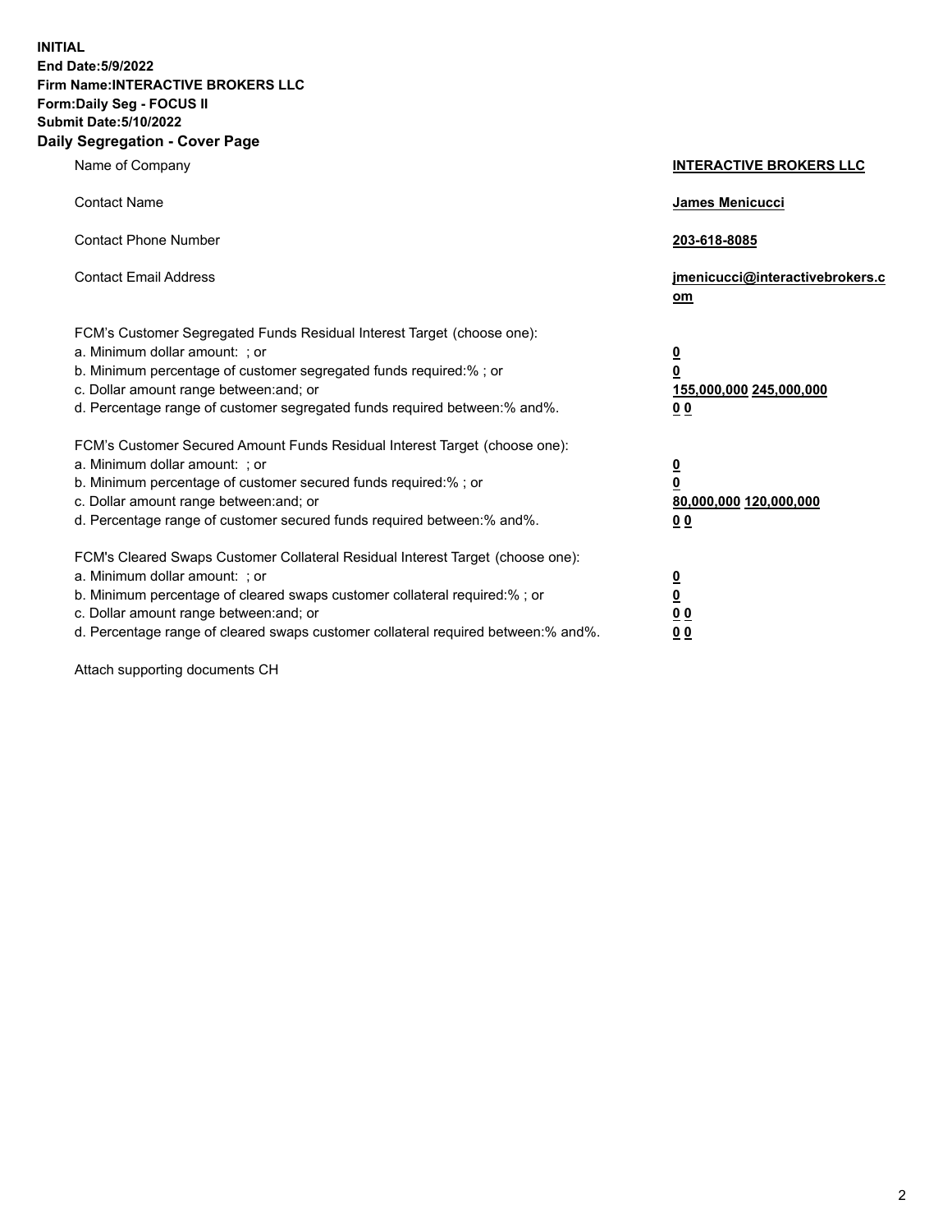**INITIAL**
**End Date:5/9/2022**
**Firm Name:INTERACTIVE BROKERS LLC**
**Form:Daily Seg - FOCUS II**
**Submit Date:5/10/2022**

## Daily Segregation - Cover Page

| | |
|---|---|
| Name of Company | **INTERACTIVE BROKERS LLC** |
| Contact Name | **James Menicucci** |
| Contact Phone Number | **203-618-8085** |
| Contact Email Address | **jmenicucci@interactivebrokers.com** |
| FCM's Customer Segregated Funds Residual Interest Target (choose one): | |
| a. Minimum dollar amount: ; or | **0** |
| b. Minimum percentage of customer segregated funds required:% ; or | **0** |
| c. Dollar amount range between:and; or | **155,000,000 245,000,000** |
| d. Percentage range of customer segregated funds required between:% and%. | **0 0** |
| FCM's Customer Secured Amount Funds Residual Interest Target (choose one): | |
| a. Minimum dollar amount: ; or | **0** |
| b. Minimum percentage of customer secured funds required:% ; or | **0** |
| c. Dollar amount range between:and; or | **80,000,000 120,000,000** |
| d. Percentage range of customer secured funds required between:% and%. | **0 0** |
| FCM's Cleared Swaps Customer Collateral Residual Interest Target (choose one): | |
| a. Minimum dollar amount: ; or | **0** |
| b. Minimum percentage of cleared swaps customer collateral required:% ; or | **0** |
| c. Dollar amount range between:and; or | **0 0** |
| d. Percentage range of cleared swaps customer collateral required between:% and%. | **0 0** |

Attach supporting documents CH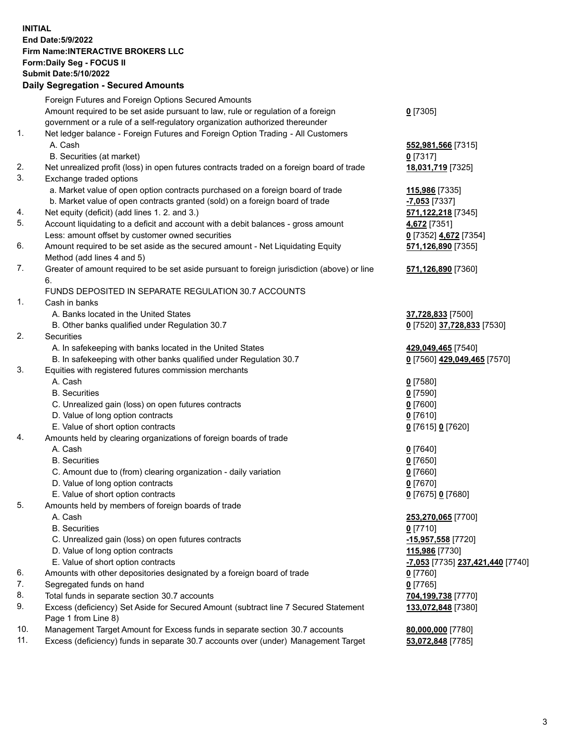**INITIAL**
**End Date:5/9/2022**
**Firm Name:INTERACTIVE BROKERS LLC**
**Form:Daily Seg - FOCUS II**
**Submit Date:5/10/2022**

## Daily Segregation - Secured Amounts

| | | |
|---|---|---|
| | Foreign Futures and Foreign Options Secured Amounts | |
| | Amount required to be set aside pursuant to law, rule or regulation of a foreign government or a rule of a self-regulatory organization authorized thereunder | **0** [7305] |
| 1. | Net ledger balance - Foreign Futures and Foreign Option Trading - All Customers | |
| | A. Cash | **552,981,566** [7315] |
| | B. Securities (at market) | **0** [7317] |
| 2. | Net unrealized profit (loss) in open futures contracts traded on a foreign board of trade | **18,031,719** [7325] |
| 3. | Exchange traded options | |
| | a. Market value of open option contracts purchased on a foreign board of trade | **115,986** [7335] |
| | b. Market value of open contracts granted (sold) on a foreign board of trade | **-7,053** [7337] |
| 4. | Net equity (deficit) (add lines 1. 2. and 3.) | **571,122,218** [7345] |
| 5. | Account liquidating to a deficit and account with a debit balances - gross amount | **4,672** [7351] |
| | Less: amount offset by customer owned securities | **0** [7352] **4,672** [7354] |
| 6. | Amount required to be set aside as the secured amount - Net Liquidating Equity Method (add lines 4 and 5) | **571,126,890** [7355] |
| 7. | Greater of amount required to be set aside pursuant to foreign jurisdiction (above) or line 6. | **571,126,890** [7360] |
| | FUNDS DEPOSITED IN SEPARATE REGULATION 30.7 ACCOUNTS | |
| 1. | Cash in banks | |
| | A. Banks located in the United States | **37,728,833** [7500] |
| | B. Other banks qualified under Regulation 30.7 | **0** [7520] **37,728,833** [7530] |
| 2. | Securities | |
| | A. In safekeeping with banks located in the United States | **429,049,465** [7540] |
| | B. In safekeeping with other banks qualified under Regulation 30.7 | **0** [7560] **429,049,465** [7570] |
| 3. | Equities with registered futures commission merchants | |
| | A. Cash | **0** [7580] |
| | B. Securities | **0** [7590] |
| | C. Unrealized gain (loss) on open futures contracts | **0** [7600] |
| | D. Value of long option contracts | **0** [7610] |
| | E. Value of short option contracts | **0** [7615] **0** [7620] |
| 4. | Amounts held by clearing organizations of foreign boards of trade | |
| | A. Cash | **0** [7640] |
| | B. Securities | **0** [7650] |
| | C. Amount due to (from) clearing organization - daily variation | **0** [7660] |
| | D. Value of long option contracts | **0** [7670] |
| | E. Value of short option contracts | **0** [7675] **0** [7680] |
| 5. | Amounts held by members of foreign boards of trade | |
| | A. Cash | **253,270,065** [7700] |
| | B. Securities | **0** [7710] |
| | C. Unrealized gain (loss) on open futures contracts | **-15,957,558** [7720] |
| | D. Value of long option contracts | **115,986** [7730] |
| | E. Value of short option contracts | **-7,053** [7735] **237,421,440** [7740] |
| 6. | Amounts with other depositories designated by a foreign board of trade | **0** [7760] |
| 7. | Segregated funds on hand | **0** [7765] |
| 8. | Total funds in separate section 30.7 accounts | **704,199,738** [7770] |
| 9. | Excess (deficiency) Set Aside for Secured Amount (subtract line 7 Secured Statement Page 1 from Line 8) | **133,072,848** [7380] |
| 10. | Management Target Amount for Excess funds in separate section 30.7 accounts | **80,000,000** [7780] |
| 11. | Excess (deficiency) funds in separate 30.7 accounts over (under) Management Target | **53,072,848** [7785] |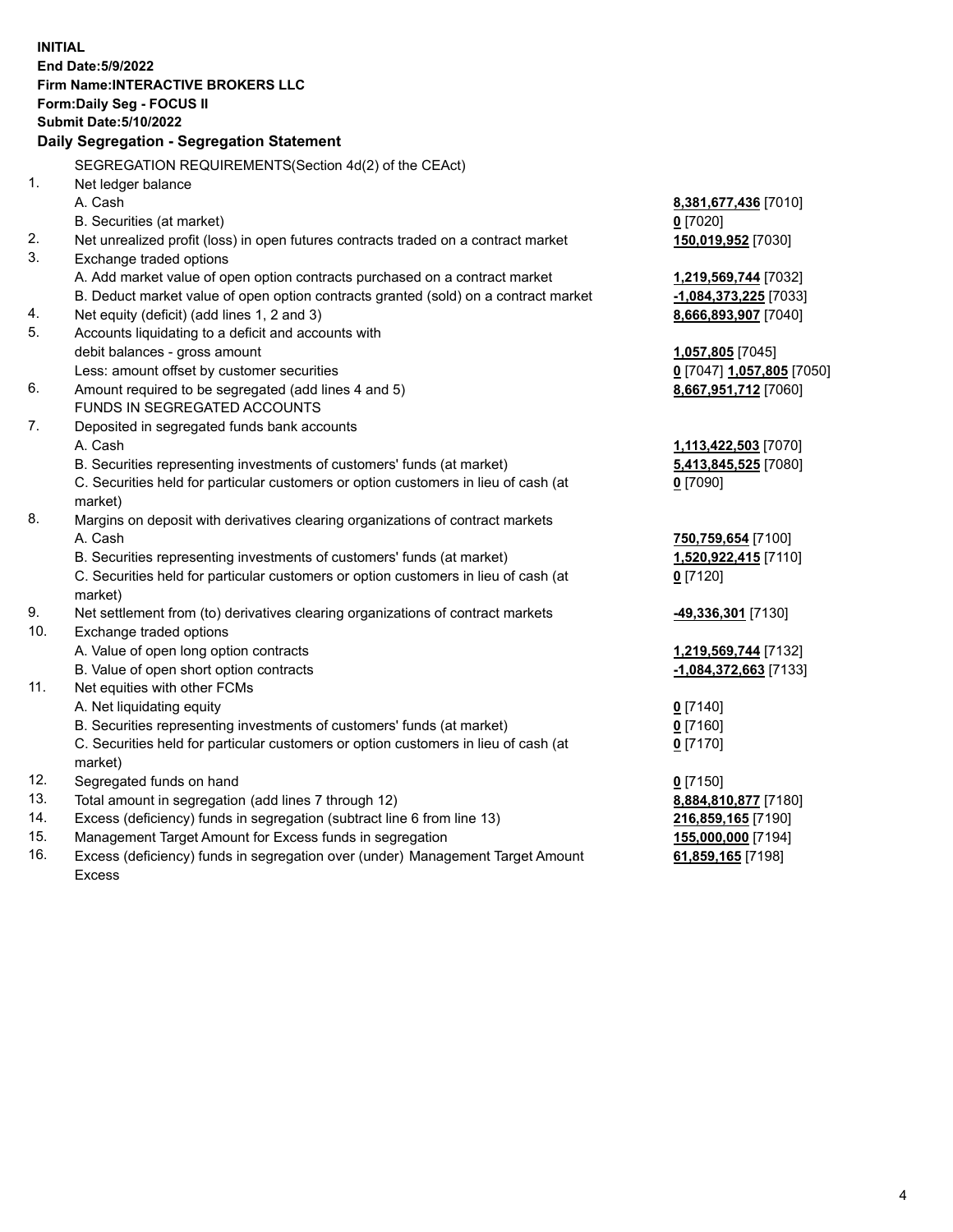**INITIAL**
**End Date:5/9/2022**
**Firm Name:INTERACTIVE BROKERS LLC**
**Form:Daily Seg - FOCUS II**
**Submit Date:5/10/2022**

**Daily Segregation - Segregation Statement**

SEGREGATION REQUIREMENTS(Section 4d(2) of the CEAct)

| | | |
|---|---|---|
| 1. | Net ledger balance | |
| | A. Cash | **8,381,677,436** [7010] |
| | B. Securities (at market) | **0** [7020] |
| 2. | Net unrealized profit (loss) in open futures contracts traded on a contract market | **150,019,952** [7030] |
| 3. | Exchange traded options | |
| | A. Add market value of open option contracts purchased on a contract market | **1,219,569,744** [7032] |
| | B. Deduct market value of open option contracts granted (sold) on a contract market | **-1,084,373,225** [7033] |
| 4. | Net equity (deficit) (add lines 1, 2 and 3) | **8,666,893,907** [7040] |
| 5. | Accounts liquidating to a deficit and accounts with | |
| | debit balances - gross amount | **1,057,805** [7045] |
| | Less: amount offset by customer securities | **0** [7047] **1,057,805** [7050] |
| 6. | Amount required to be segregated (add lines 4 and 5) | **8,667,951,712** [7060] |
| | FUNDS IN SEGREGATED ACCOUNTS | |
| 7. | Deposited in segregated funds bank accounts | |
| | A. Cash | **1,113,422,503** [7070] |
| | B. Securities representing investments of customers' funds (at market) | **5,413,845,525** [7080] |
| | C. Securities held for particular customers or option customers in lieu of cash (at market) | **0** [7090] |
| 8. | Margins on deposit with derivatives clearing organizations of contract markets | |
| | A. Cash | **750,759,654** [7100] |
| | B. Securities representing investments of customers' funds (at market) | **1,520,922,415** [7110] |
| | C. Securities held for particular customers or option customers in lieu of cash (at market) | **0** [7120] |
| 9. | Net settlement from (to) derivatives clearing organizations of contract markets | **-49,336,301** [7130] |
| 10. | Exchange traded options | |
| | A. Value of open long option contracts | **1,219,569,744** [7132] |
| | B. Value of open short option contracts | **-1,084,372,663** [7133] |
| 11. | Net equities with other FCMs | |
| | A. Net liquidating equity | **0** [7140] |
| | B. Securities representing investments of customers' funds (at market) | **0** [7160] |
| | C. Securities held for particular customers or option customers in lieu of cash (at market) | **0** [7170] |
| 12. | Segregated funds on hand | **0** [7150] |
| 13. | Total amount in segregation (add lines 7 through 12) | **8,884,810,877** [7180] |
| 14. | Excess (deficiency) funds in segregation (subtract line 6 from line 13) | **216,859,165** [7190] |
| 15. | Management Target Amount for Excess funds in segregation | **155,000,000** [7194] |
| 16. | Excess (deficiency) funds in segregation over (under) Management Target Amount Excess | **61,859,165** [7198] |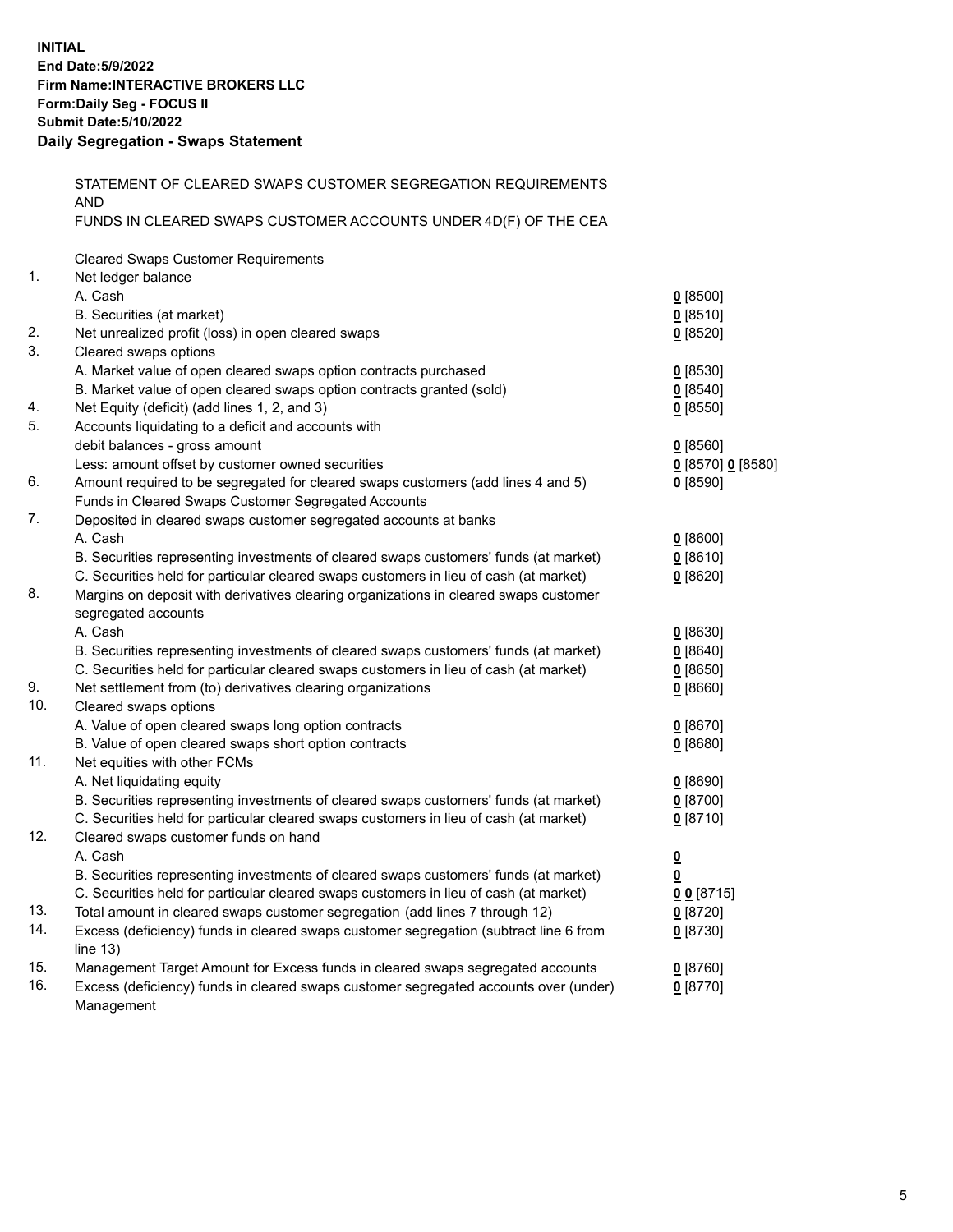**INITIAL**
**End Date:5/9/2022**
**Firm Name:INTERACTIVE BROKERS LLC**
**Form:Daily Seg - FOCUS II**
**Submit Date:5/10/2022**
**Daily Segregation - Swaps Statement**

STATEMENT OF CLEARED SWAPS CUSTOMER SEGREGATION REQUIREMENTS AND FUNDS IN CLEARED SWAPS CUSTOMER ACCOUNTS UNDER 4D(F) OF THE CEA

| | | |
|---|---|---|
| | Cleared Swaps Customer Requirements | |
| 1. | Net ledger balance | |
| | A. Cash | 0 [8500] |
| | B. Securities (at market) | 0 [8510] |
| 2. | Net unrealized profit (loss) in open cleared swaps | 0 [8520] |
| 3. | Cleared swaps options | |
| | A. Market value of open cleared swaps option contracts purchased | 0 [8530] |
| | B. Market value of open cleared swaps option contracts granted (sold) | 0 [8540] |
| 4. | Net Equity (deficit) (add lines 1, 2, and 3) | 0 [8550] |
| 5. | Accounts liquidating to a deficit and accounts with | |
| | debit balances - gross amount | 0 [8560] |
| | Less: amount offset by customer owned securities | 0 [8570] 0 [8580] |
| 6. | Amount required to be segregated for cleared swaps customers (add lines 4 and 5) | 0 [8590] |
| | Funds in Cleared Swaps Customer Segregated Accounts | |
| 7. | Deposited in cleared swaps customer segregated accounts at banks | |
| | A. Cash | 0 [8600] |
| | B. Securities representing investments of cleared swaps customers' funds (at market) | 0 [8610] |
| | C. Securities held for particular cleared swaps customers in lieu of cash (at market) | 0 [8620] |
| 8. | Margins on deposit with derivatives clearing organizations in cleared swaps customer segregated accounts | |
| | A. Cash | 0 [8630] |
| | B. Securities representing investments of cleared swaps customers' funds (at market) | 0 [8640] |
| | C. Securities held for particular cleared swaps customers in lieu of cash (at market) | 0 [8650] |
| 9. | Net settlement from (to) derivatives clearing organizations | 0 [8660] |
| 10. | Cleared swaps options | |
| | A. Value of open cleared swaps long option contracts | 0 [8670] |
| | B. Value of open cleared swaps short option contracts | 0 [8680] |
| 11. | Net equities with other FCMs | |
| | A. Net liquidating equity | 0 [8690] |
| | B. Securities representing investments of cleared swaps customers' funds (at market) | 0 [8700] |
| | C. Securities held for particular cleared swaps customers in lieu of cash (at market) | 0 [8710] |
| 12. | Cleared swaps customer funds on hand | |
| | A. Cash | 0 |
| | B. Securities representing investments of cleared swaps customers' funds (at market) | 0 |
| | C. Securities held for particular cleared swaps customers in lieu of cash (at market) | 0 0 [8715] |
| 13. | Total amount in cleared swaps customer segregation (add lines 7 through 12) | 0 [8720] |
| 14. | Excess (deficiency) funds in cleared swaps customer segregation (subtract line 6 from line 13) | 0 [8730] |
| 15. | Management Target Amount for Excess funds in cleared swaps segregated accounts | 0 [8760] |
| 16. | Excess (deficiency) funds in cleared swaps customer segregated accounts over (under) Management | 0 [8770] |